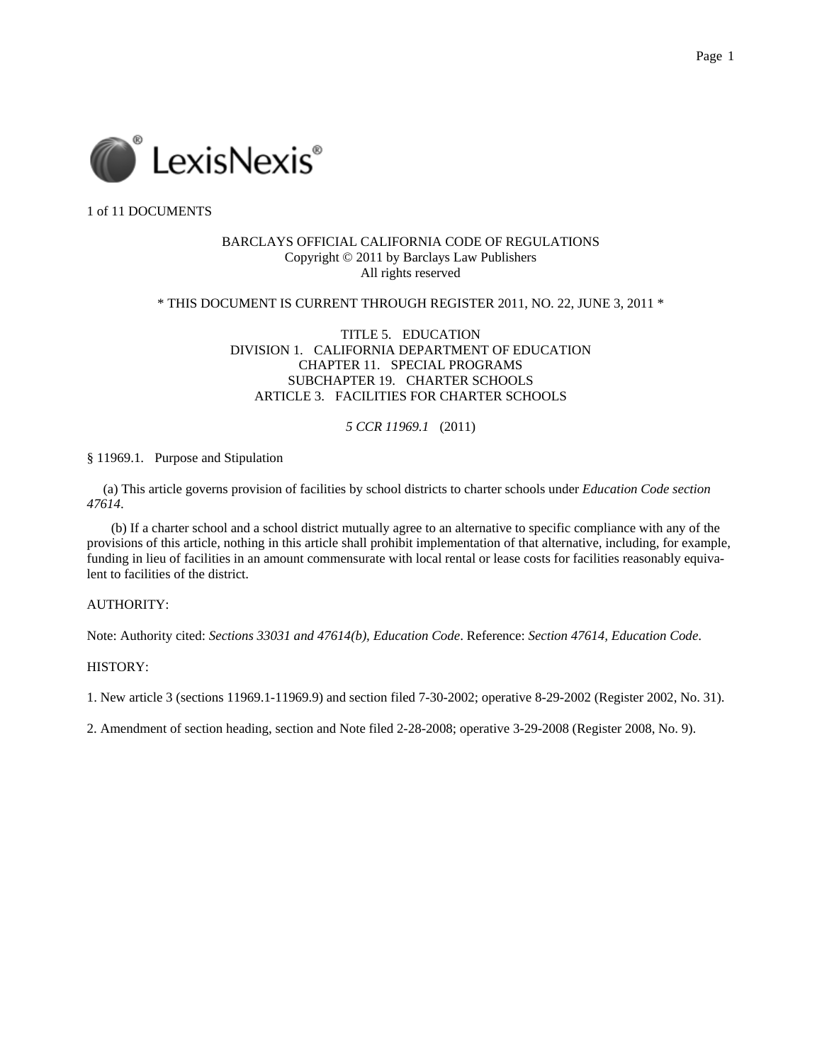1 of 11 DOCUMENTS

BARCLAYS OFFICIAL CALIFORNIA CODE OF REGULATIONS
Copyright © 2011 by Barclays Law Publishers
All rights reserved

* THIS DOCUMENT IS CURRENT THROUGH REGISTER 2011, NO. 22, JUNE 3, 2011 *

TITLE 5. EDUCATION
DIVISION 1. CALIFORNIA DEPARTMENT OF EDUCATION
CHAPTER 11. SPECIAL PROGRAMS
SUBCHAPTER 19. CHARTER SCHOOLS
ARTICLE 3. FACILITIES FOR CHARTER SCHOOLS

*5 CCR 11969.1* (2011)

§ 11969.1. Purpose and Stipulation

(a) This article governs provision of facilities by school districts to charter schools under *Education Code section 47614*.

(b) If a charter school and a school district mutually agree to an alternative to specific compliance with any of the provisions of this article, nothing in this article shall prohibit implementation of that alternative, including, for example, funding in lieu of facilities in an amount commensurate with local rental or lease costs for facilities reasonably equivalent to facilities of the district.

AUTHORITY:

Note: Authority cited: *Sections 33031 and 47614(b), Education Code*. Reference: *Section 47614, Education Code*.

HISTORY:

1. New article 3 (sections 11969.1-11969.9) and section filed 7-30-2002; operative 8-29-2002 (Register 2002, No. 31).

2. Amendment of section heading, section and Note filed 2-28-2008; operative 3-29-2008 (Register 2008, No. 9).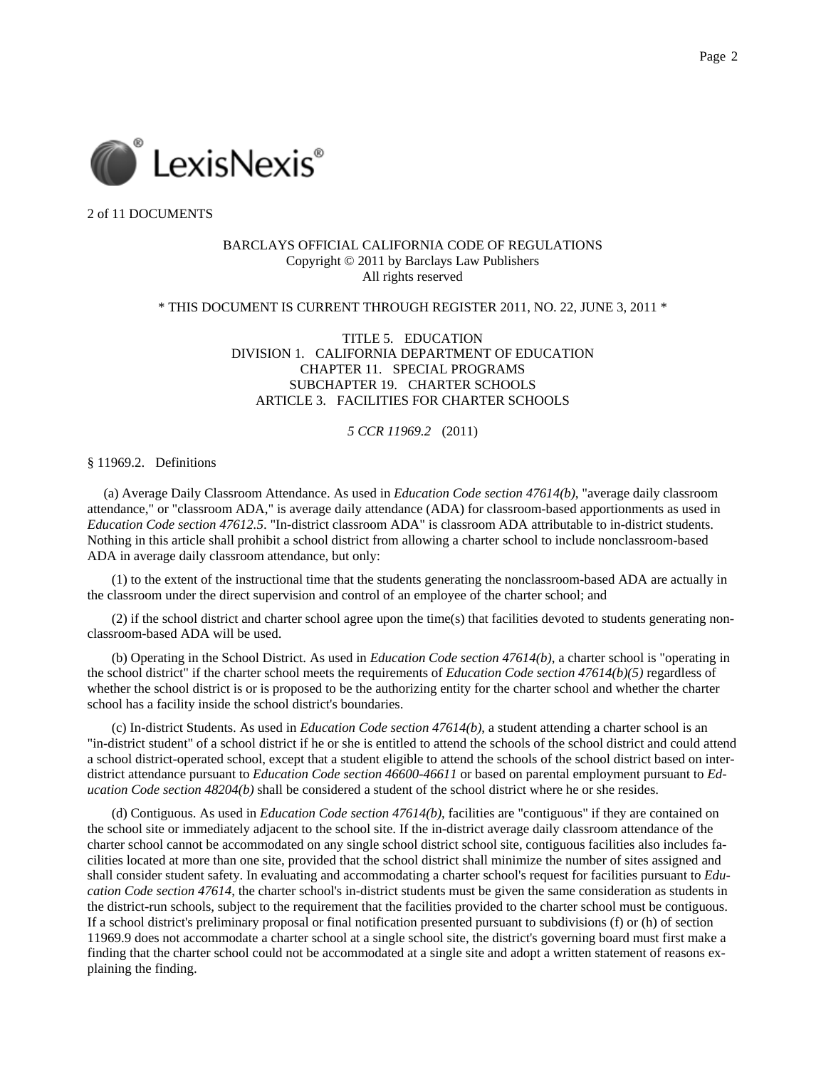2 of 11 DOCUMENTS

BARCLAYS OFFICIAL CALIFORNIA CODE OF REGULATIONS
Copyright © 2011 by Barclays Law Publishers
All rights reserved

* THIS DOCUMENT IS CURRENT THROUGH REGISTER 2011, NO. 22, JUNE 3, 2011 *

TITLE 5. EDUCATION
DIVISION 1. CALIFORNIA DEPARTMENT OF EDUCATION
CHAPTER 11. SPECIAL PROGRAMS
SUBCHAPTER 19. CHARTER SCHOOLS
ARTICLE 3. FACILITIES FOR CHARTER SCHOOLS

*5 CCR 11969.2* (2011)

§ 11969.2. Definitions

(a) Average Daily Classroom Attendance. As used in *Education Code section 47614(b)*, "average daily classroom attendance," or "classroom ADA," is average daily attendance (ADA) for classroom-based apportionments as used in *Education Code section 47612.5*. "In-district classroom ADA" is classroom ADA attributable to in-district students. Nothing in this article shall prohibit a school district from allowing a charter school to include nonclassroom-based ADA in average daily classroom attendance, but only:

(1) to the extent of the instructional time that the students generating the nonclassroom-based ADA are actually in the classroom under the direct supervision and control of an employee of the charter school; and

(2) if the school district and charter school agree upon the time(s) that facilities devoted to students generating non-classroom-based ADA will be used.

(b) Operating in the School District. As used in *Education Code section 47614(b)*, a charter school is "operating in the school district" if the charter school meets the requirements of *Education Code section 47614(b)(5)* regardless of whether the school district is or is proposed to be the authorizing entity for the charter school and whether the charter school has a facility inside the school district's boundaries.

(c) In-district Students. As used in *Education Code section 47614(b)*, a student attending a charter school is an "in-district student" of a school district if he or she is entitled to attend the schools of the school district and could attend a school district-operated school, except that a student eligible to attend the schools of the school district based on inter-district attendance pursuant to *Education Code section 46600-46611* or based on parental employment pursuant to *Education Code section 48204(b)* shall be considered a student of the school district where he or she resides.

(d) Contiguous. As used in *Education Code section 47614(b)*, facilities are "contiguous" if they are contained on the school site or immediately adjacent to the school site. If the in-district average daily classroom attendance of the charter school cannot be accommodated on any single school district school site, contiguous facilities also includes facilities located at more than one site, provided that the school district shall minimize the number of sites assigned and shall consider student safety. In evaluating and accommodating a charter school's request for facilities pursuant to *Education Code section 47614*, the charter school's in-district students must be given the same consideration as students in the district-run schools, subject to the requirement that the facilities provided to the charter school must be contiguous. If a school district's preliminary proposal or final notification presented pursuant to subdivisions (f) or (h) of section 11969.9 does not accommodate a charter school at a single school site, the district's governing board must first make a finding that the charter school could not be accommodated at a single site and adopt a written statement of reasons explaining the finding.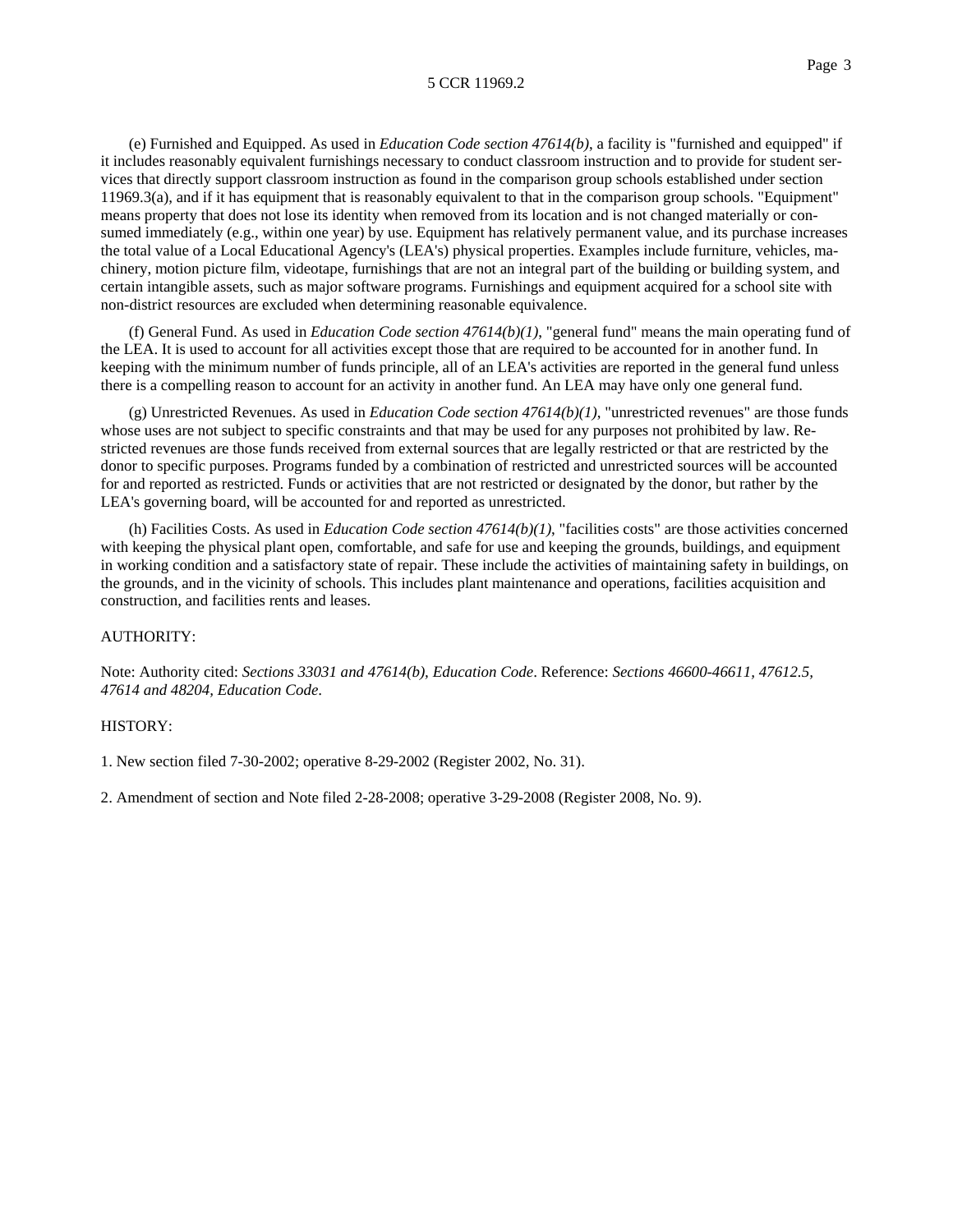(e) Furnished and Equipped. As used in *Education Code section 47614(b)*, a facility is "furnished and equipped" if it includes reasonably equivalent furnishings necessary to conduct classroom instruction and to provide for student services that directly support classroom instruction as found in the comparison group schools established under section 11969.3(a), and if it has equipment that is reasonably equivalent to that in the comparison group schools. "Equipment" means property that does not lose its identity when removed from its location and is not changed materially or consumed immediately (e.g., within one year) by use. Equipment has relatively permanent value, and its purchase increases the total value of a Local Educational Agency's (LEA's) physical properties. Examples include furniture, vehicles, machinery, motion picture film, videotape, furnishings that are not an integral part of the building or building system, and certain intangible assets, such as major software programs. Furnishings and equipment acquired for a school site with non-district resources are excluded when determining reasonable equivalence.

(f) General Fund. As used in *Education Code section 47614(b)(1)*, "general fund" means the main operating fund of the LEA. It is used to account for all activities except those that are required to be accounted for in another fund. In keeping with the minimum number of funds principle, all of an LEA's activities are reported in the general fund unless there is a compelling reason to account for an activity in another fund. An LEA may have only one general fund.

(g) Unrestricted Revenues. As used in *Education Code section 47614(b)(1)*, "unrestricted revenues" are those funds whose uses are not subject to specific constraints and that may be used for any purposes not prohibited by law. Restricted revenues are those funds received from external sources that are legally restricted or that are restricted by the donor to specific purposes. Programs funded by a combination of restricted and unrestricted sources will be accounted for and reported as restricted. Funds or activities that are not restricted or designated by the donor, but rather by the LEA's governing board, will be accounted for and reported as unrestricted.

(h) Facilities Costs. As used in *Education Code section 47614(b)(1)*, "facilities costs" are those activities concerned with keeping the physical plant open, comfortable, and safe for use and keeping the grounds, buildings, and equipment in working condition and a satisfactory state of repair. These include the activities of maintaining safety in buildings, on the grounds, and in the vicinity of schools. This includes plant maintenance and operations, facilities acquisition and construction, and facilities rents and leases.

AUTHORITY:

Note: Authority cited: *Sections 33031 and 47614(b), Education Code*. Reference: *Sections 46600-46611, 47612.5, 47614 and 48204, Education Code*.

HISTORY:

1. New section filed 7-30-2002; operative 8-29-2002 (Register 2002, No. 31).

2. Amendment of section and Note filed 2-28-2008; operative 3-29-2008 (Register 2008, No. 9).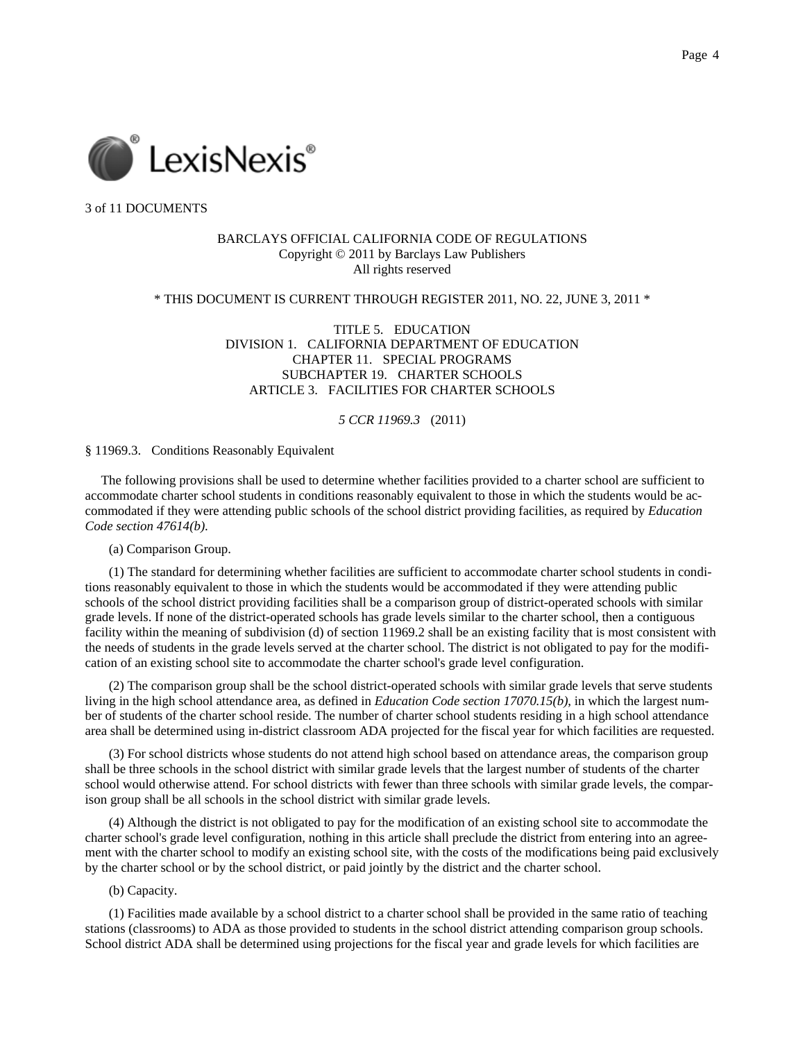3 of 11 DOCUMENTS

BARCLAYS OFFICIAL CALIFORNIA CODE OF REGULATIONS
Copyright © 2011 by Barclays Law Publishers
All rights reserved

* THIS DOCUMENT IS CURRENT THROUGH REGISTER 2011, NO. 22, JUNE 3, 2011 *

TITLE 5. EDUCATION
DIVISION 1. CALIFORNIA DEPARTMENT OF EDUCATION
CHAPTER 11. SPECIAL PROGRAMS
SUBCHAPTER 19. CHARTER SCHOOLS
ARTICLE 3. FACILITIES FOR CHARTER SCHOOLS

*5 CCR 11969.3* (2011)

§ 11969.3. Conditions Reasonably Equivalent

The following provisions shall be used to determine whether facilities provided to a charter school are sufficient to accommodate charter school students in conditions reasonably equivalent to those in which the students would be accommodated if they were attending public schools of the school district providing facilities, as required by *Education Code section 47614(b)*.

(a) Comparison Group.

(1) The standard for determining whether facilities are sufficient to accommodate charter school students in conditions reasonably equivalent to those in which the students would be accommodated if they were attending public schools of the school district providing facilities shall be a comparison group of district-operated schools with similar grade levels. If none of the district-operated schools has grade levels similar to the charter school, then a contiguous facility within the meaning of subdivision (d) of section 11969.2 shall be an existing facility that is most consistent with the needs of students in the grade levels served at the charter school. The district is not obligated to pay for the modification of an existing school site to accommodate the charter school's grade level configuration.

(2) The comparison group shall be the school district-operated schools with similar grade levels that serve students living in the high school attendance area, as defined in *Education Code section 17070.15(b)*, in which the largest number of students of the charter school reside. The number of charter school students residing in a high school attendance area shall be determined using in-district classroom ADA projected for the fiscal year for which facilities are requested.

(3) For school districts whose students do not attend high school based on attendance areas, the comparison group shall be three schools in the school district with similar grade levels that the largest number of students of the charter school would otherwise attend. For school districts with fewer than three schools with similar grade levels, the comparison group shall be all schools in the school district with similar grade levels.

(4) Although the district is not obligated to pay for the modification of an existing school site to accommodate the charter school's grade level configuration, nothing in this article shall preclude the district from entering into an agreement with the charter school to modify an existing school site, with the costs of the modifications being paid exclusively by the charter school or by the school district, or paid jointly by the district and the charter school.

(b) Capacity.

(1) Facilities made available by a school district to a charter school shall be provided in the same ratio of teaching stations (classrooms) to ADA as those provided to students in the school district attending comparison group schools. School district ADA shall be determined using projections for the fiscal year and grade levels for which facilities are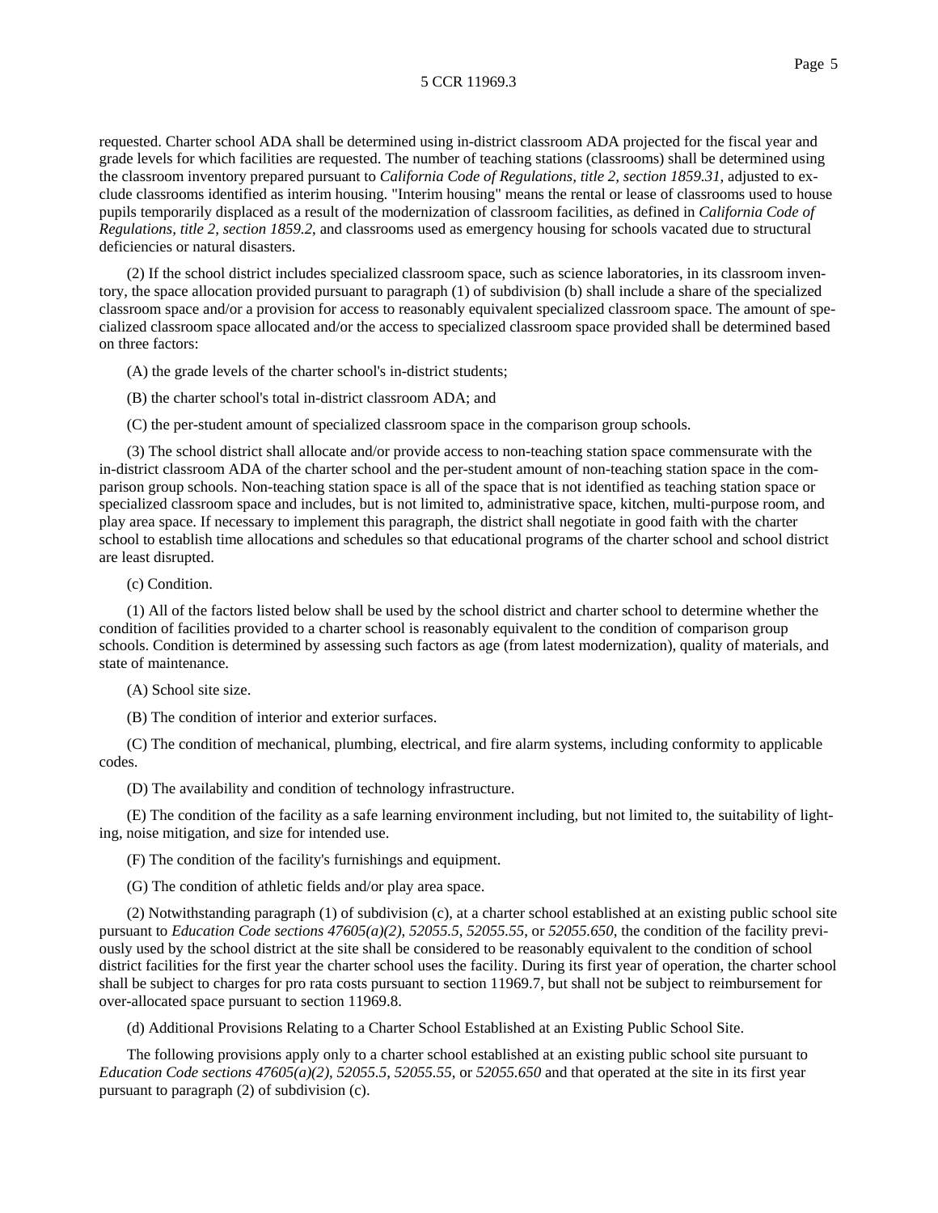requested. Charter school ADA shall be determined using in-district classroom ADA projected for the fiscal year and grade levels for which facilities are requested. The number of teaching stations (classrooms) shall be determined using the classroom inventory prepared pursuant to *California Code of Regulations, title 2, section 1859.31*, adjusted to exclude classrooms identified as interim housing. "Interim housing" means the rental or lease of classrooms used to house pupils temporarily displaced as a result of the modernization of classroom facilities, as defined in *California Code of Regulations, title 2, section 1859.2*, and classrooms used as emergency housing for schools vacated due to structural deficiencies or natural disasters.

(2) If the school district includes specialized classroom space, such as science laboratories, in its classroom inventory, the space allocation provided pursuant to paragraph (1) of subdivision (b) shall include a share of the specialized classroom space and/or a provision for access to reasonably equivalent specialized classroom space. The amount of specialized classroom space allocated and/or the access to specialized classroom space provided shall be determined based on three factors:

(A) the grade levels of the charter school's in-district students;

(B) the charter school's total in-district classroom ADA; and

(C) the per-student amount of specialized classroom space in the comparison group schools.

(3) The school district shall allocate and/or provide access to non-teaching station space commensurate with the in-district classroom ADA of the charter school and the per-student amount of non-teaching station space in the comparison group schools. Non-teaching station space is all of the space that is not identified as teaching station space or specialized classroom space and includes, but is not limited to, administrative space, kitchen, multi-purpose room, and play area space. If necessary to implement this paragraph, the district shall negotiate in good faith with the charter school to establish time allocations and schedules so that educational programs of the charter school and school district are least disrupted.

(c) Condition.

(1) All of the factors listed below shall be used by the school district and charter school to determine whether the condition of facilities provided to a charter school is reasonably equivalent to the condition of comparison group schools. Condition is determined by assessing such factors as age (from latest modernization), quality of materials, and state of maintenance.

(A) School site size.

(B) The condition of interior and exterior surfaces.

(C) The condition of mechanical, plumbing, electrical, and fire alarm systems, including conformity to applicable codes.

(D) The availability and condition of technology infrastructure.

(E) The condition of the facility as a safe learning environment including, but not limited to, the suitability of lighting, noise mitigation, and size for intended use.

(F) The condition of the facility's furnishings and equipment.

(G) The condition of athletic fields and/or play area space.

(2) Notwithstanding paragraph (1) of subdivision (c), at a charter school established at an existing public school site pursuant to *Education Code sections 47605(a)(2)*, *52055.5*, *52055.55*, or *52055.650*, the condition of the facility previously used by the school district at the site shall be considered to be reasonably equivalent to the condition of school district facilities for the first year the charter school uses the facility. During its first year of operation, the charter school shall be subject to charges for pro rata costs pursuant to section 11969.7, but shall not be subject to reimbursement for over-allocated space pursuant to section 11969.8.

(d) Additional Provisions Relating to a Charter School Established at an Existing Public School Site.

The following provisions apply only to a charter school established at an existing public school site pursuant to *Education Code sections 47605(a)(2)*, *52055.5*, *52055.55*, or *52055.650* and that operated at the site in its first year pursuant to paragraph (2) of subdivision (c).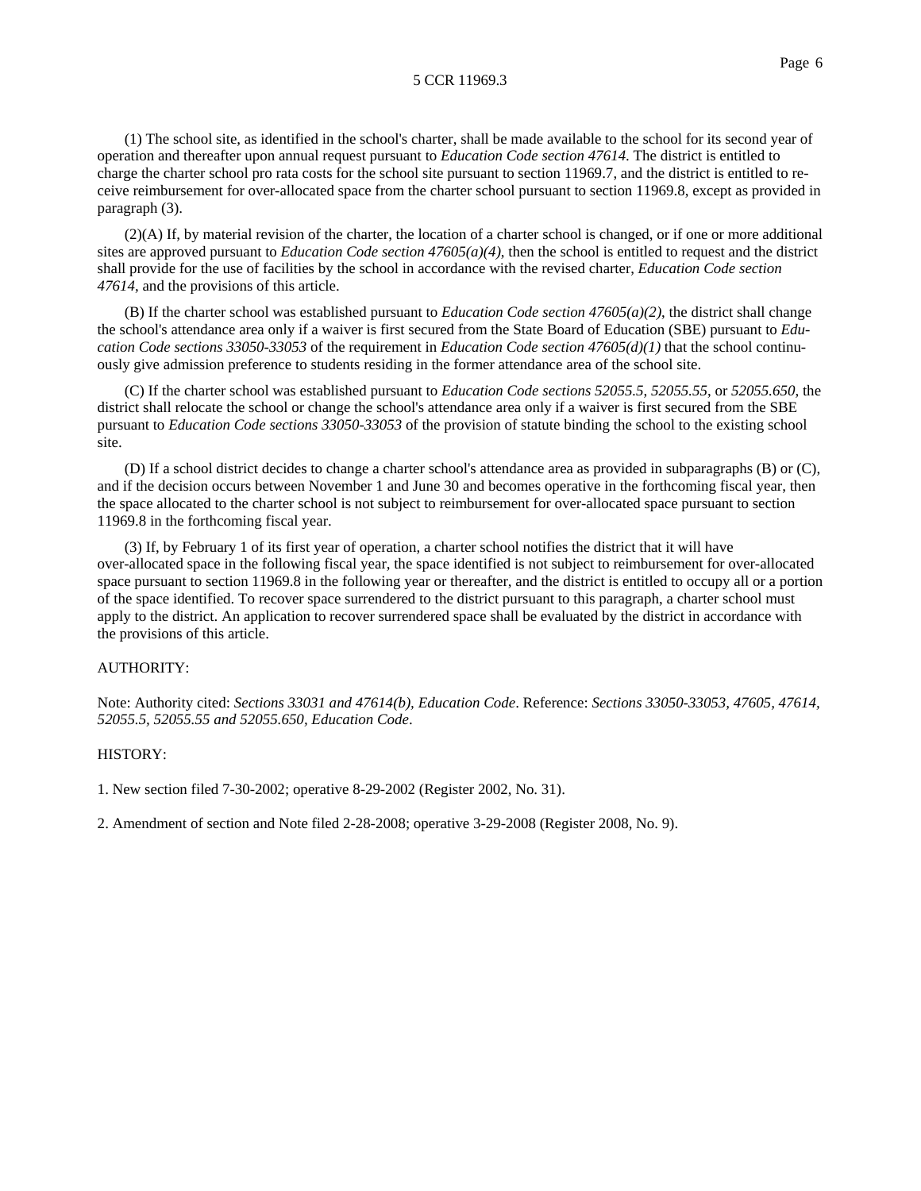(1) The school site, as identified in the school's charter, shall be made available to the school for its second year of operation and thereafter upon annual request pursuant to *Education Code section 47614*. The district is entitled to charge the charter school pro rata costs for the school site pursuant to section 11969.7, and the district is entitled to receive reimbursement for over-allocated space from the charter school pursuant to section 11969.8, except as provided in paragraph (3).

(2)(A) If, by material revision of the charter, the location of a charter school is changed, or if one or more additional sites are approved pursuant to *Education Code section 47605(a)(4)*, then the school is entitled to request and the district shall provide for the use of facilities by the school in accordance with the revised charter, *Education Code section 47614*, and the provisions of this article.

(B) If the charter school was established pursuant to *Education Code section 47605(a)(2)*, the district shall change the school's attendance area only if a waiver is first secured from the State Board of Education (SBE) pursuant to *Education Code sections 33050-33053* of the requirement in *Education Code section 47605(d)(1)* that the school continuously give admission preference to students residing in the former attendance area of the school site.

(C) If the charter school was established pursuant to *Education Code sections 52055.5, 52055.55*, or *52055.650*, the district shall relocate the school or change the school's attendance area only if a waiver is first secured from the SBE pursuant to *Education Code sections 33050-33053* of the provision of statute binding the school to the existing school site.

(D) If a school district decides to change a charter school's attendance area as provided in subparagraphs (B) or (C), and if the decision occurs between November 1 and June 30 and becomes operative in the forthcoming fiscal year, then the space allocated to the charter school is not subject to reimbursement for over-allocated space pursuant to section 11969.8 in the forthcoming fiscal year.

(3) If, by February 1 of its first year of operation, a charter school notifies the district that it will have over-allocated space in the following fiscal year, the space identified is not subject to reimbursement for over-allocated space pursuant to section 11969.8 in the following year or thereafter, and the district is entitled to occupy all or a portion of the space identified. To recover space surrendered to the district pursuant to this paragraph, a charter school must apply to the district. An application to recover surrendered space shall be evaluated by the district in accordance with the provisions of this article.

AUTHORITY:

Note: Authority cited: *Sections 33031 and 47614(b), Education Code*. Reference: *Sections 33050-33053, 47605, 47614, 52055.5, 52055.55 and 52055.650, Education Code*.

HISTORY:

1. New section filed 7-30-2002; operative 8-29-2002 (Register 2002, No. 31).

2. Amendment of section and Note filed 2-28-2008; operative 3-29-2008 (Register 2008, No. 9).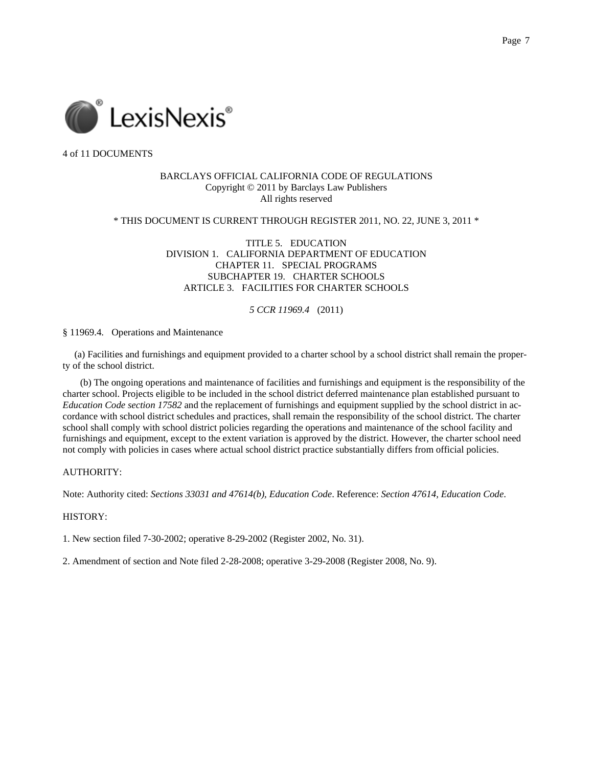4 of 11 DOCUMENTS

BARCLAYS OFFICIAL CALIFORNIA CODE OF REGULATIONS
Copyright © 2011 by Barclays Law Publishers
All rights reserved

* THIS DOCUMENT IS CURRENT THROUGH REGISTER 2011, NO. 22, JUNE 3, 2011 *

TITLE 5. EDUCATION
DIVISION 1. CALIFORNIA DEPARTMENT OF EDUCATION
CHAPTER 11. SPECIAL PROGRAMS
SUBCHAPTER 19. CHARTER SCHOOLS
ARTICLE 3. FACILITIES FOR CHARTER SCHOOLS

*5 CCR 11969.4* (2011)

§ 11969.4. Operations and Maintenance

(a) Facilities and furnishings and equipment provided to a charter school by a school district shall remain the property of the school district.

(b) The ongoing operations and maintenance of facilities and furnishings and equipment is the responsibility of the charter school. Projects eligible to be included in the school district deferred maintenance plan established pursuant to *Education Code section 17582* and the replacement of furnishings and equipment supplied by the school district in accordance with school district schedules and practices, shall remain the responsibility of the school district. The charter school shall comply with school district policies regarding the operations and maintenance of the school facility and furnishings and equipment, except to the extent variation is approved by the district. However, the charter school need not comply with policies in cases where actual school district practice substantially differs from official policies.

AUTHORITY:

Note: Authority cited: *Sections 33031 and 47614(b), Education Code*. Reference: *Section 47614, Education Code*.

HISTORY:

1. New section filed 7-30-2002; operative 8-29-2002 (Register 2002, No. 31).

2. Amendment of section and Note filed 2-28-2008; operative 3-29-2008 (Register 2008, No. 9).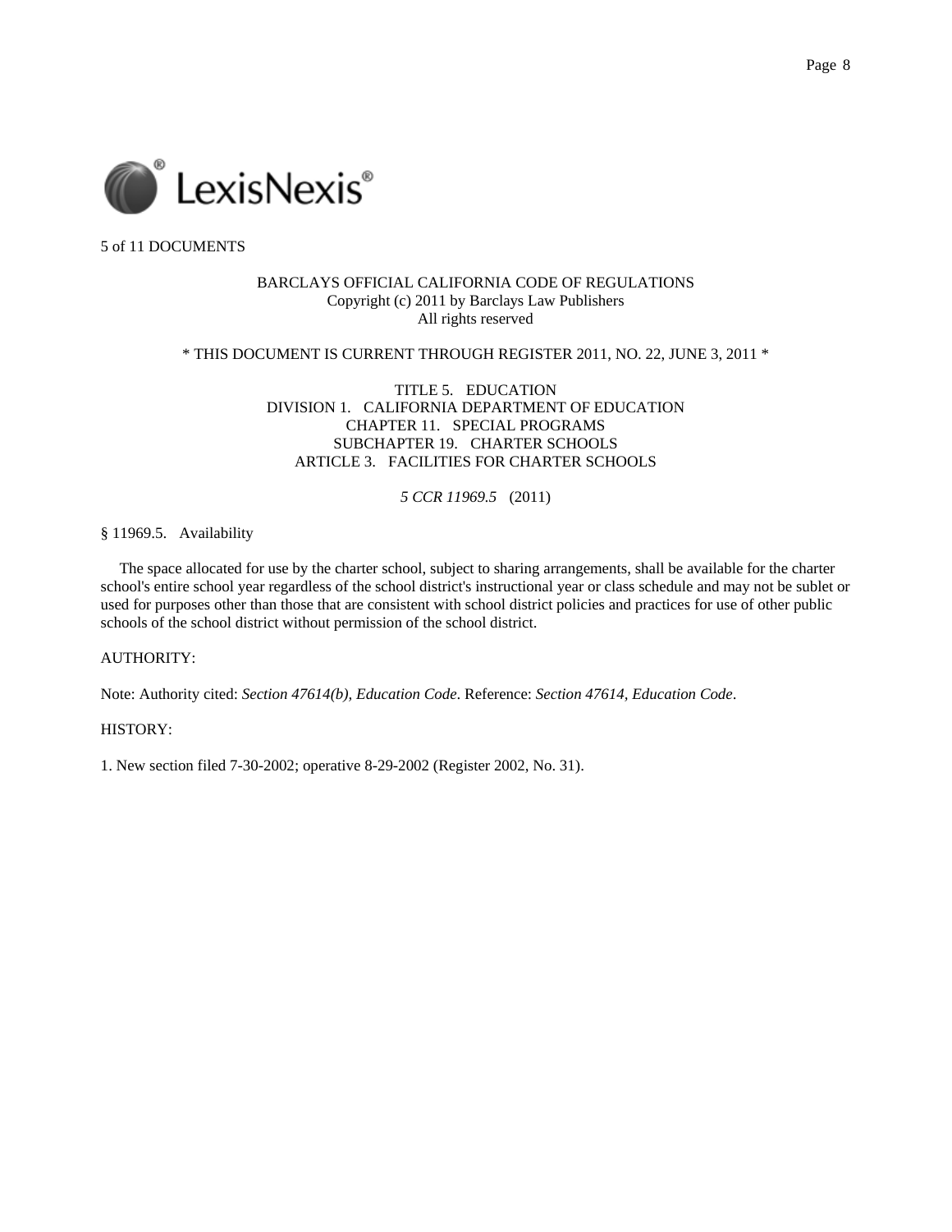5 of 11 DOCUMENTS

BARCLAYS OFFICIAL CALIFORNIA CODE OF REGULATIONS
Copyright (c) 2011 by Barclays Law Publishers
All rights reserved

* THIS DOCUMENT IS CURRENT THROUGH REGISTER 2011, NO. 22, JUNE 3, 2011 *

TITLE 5. EDUCATION
DIVISION 1. CALIFORNIA DEPARTMENT OF EDUCATION
CHAPTER 11. SPECIAL PROGRAMS
SUBCHAPTER 19. CHARTER SCHOOLS
ARTICLE 3. FACILITIES FOR CHARTER SCHOOLS

*5 CCR 11969.5* (2011)

§ 11969.5. Availability

The space allocated for use by the charter school, subject to sharing arrangements, shall be available for the charter school's entire school year regardless of the school district's instructional year or class schedule and may not be sublet or used for purposes other than those that are consistent with school district policies and practices for use of other public schools of the school district without permission of the school district.

AUTHORITY:

Note: Authority cited: *Section 47614(b), Education Code*. Reference: *Section 47614, Education Code*.

HISTORY:

1. New section filed 7-30-2002; operative 8-29-2002 (Register 2002, No. 31).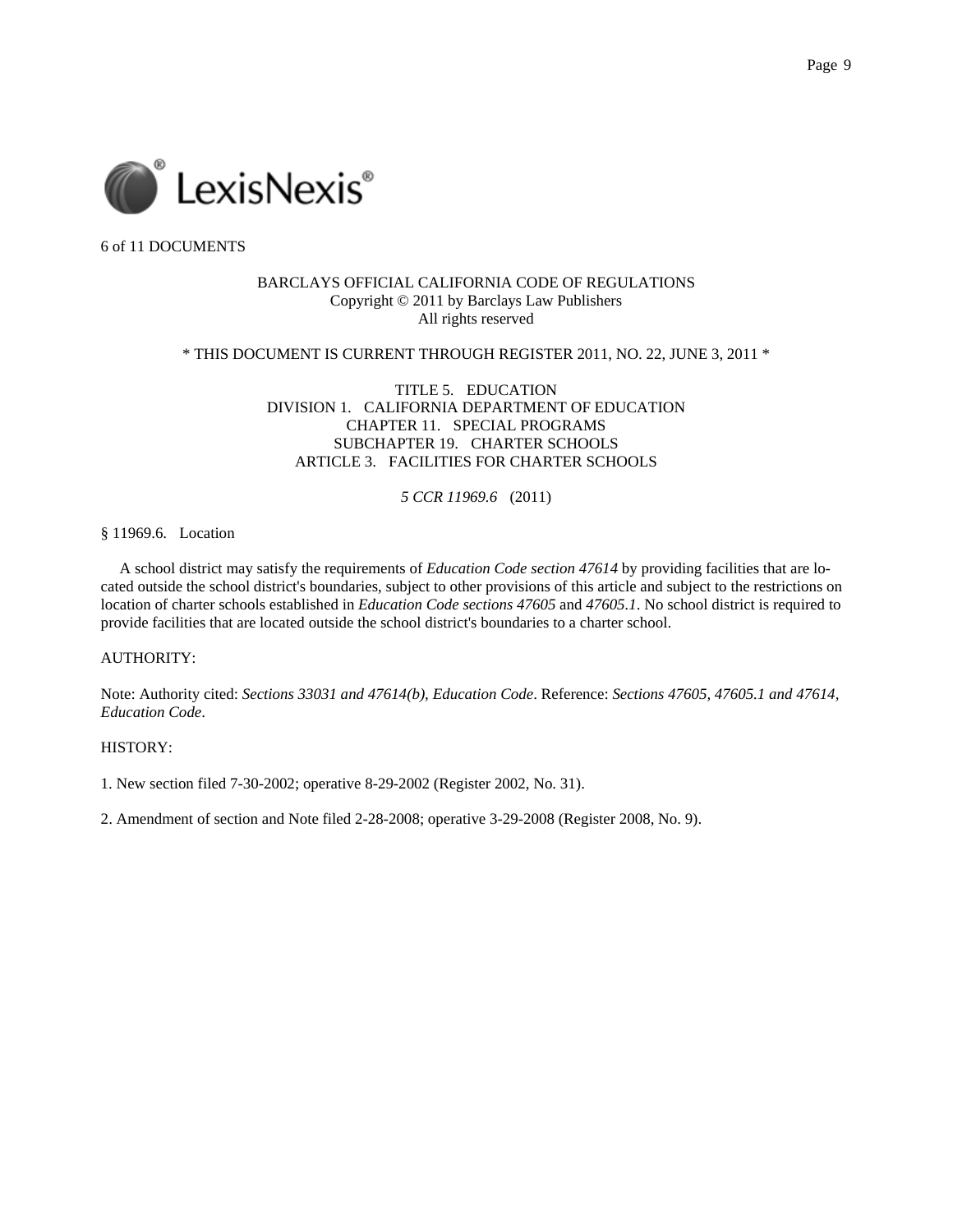6 of 11 DOCUMENTS

BARCLAYS OFFICIAL CALIFORNIA CODE OF REGULATIONS
Copyright © 2011 by Barclays Law Publishers
All rights reserved

\* THIS DOCUMENT IS CURRENT THROUGH REGISTER 2011, NO. 22, JUNE 3, 2011 \*

TITLE 5. EDUCATION
DIVISION 1. CALIFORNIA DEPARTMENT OF EDUCATION
CHAPTER 11. SPECIAL PROGRAMS
SUBCHAPTER 19. CHARTER SCHOOLS
ARTICLE 3. FACILITIES FOR CHARTER SCHOOLS

*5 CCR 11969.6* (2011)

§ 11969.6. Location

A school district may satisfy the requirements of *Education Code section 47614* by providing facilities that are located outside the school district's boundaries, subject to other provisions of this article and subject to the restrictions on location of charter schools established in *Education Code sections 47605* and *47605.1*. No school district is required to provide facilities that are located outside the school district's boundaries to a charter school.

AUTHORITY:

Note: Authority cited: *Sections 33031 and 47614(b), Education Code*. Reference: *Sections 47605, 47605.1 and 47614, Education Code*.

HISTORY:

1. New section filed 7-30-2002; operative 8-29-2002 (Register 2002, No. 31).

2. Amendment of section and Note filed 2-28-2008; operative 3-29-2008 (Register 2008, No. 9).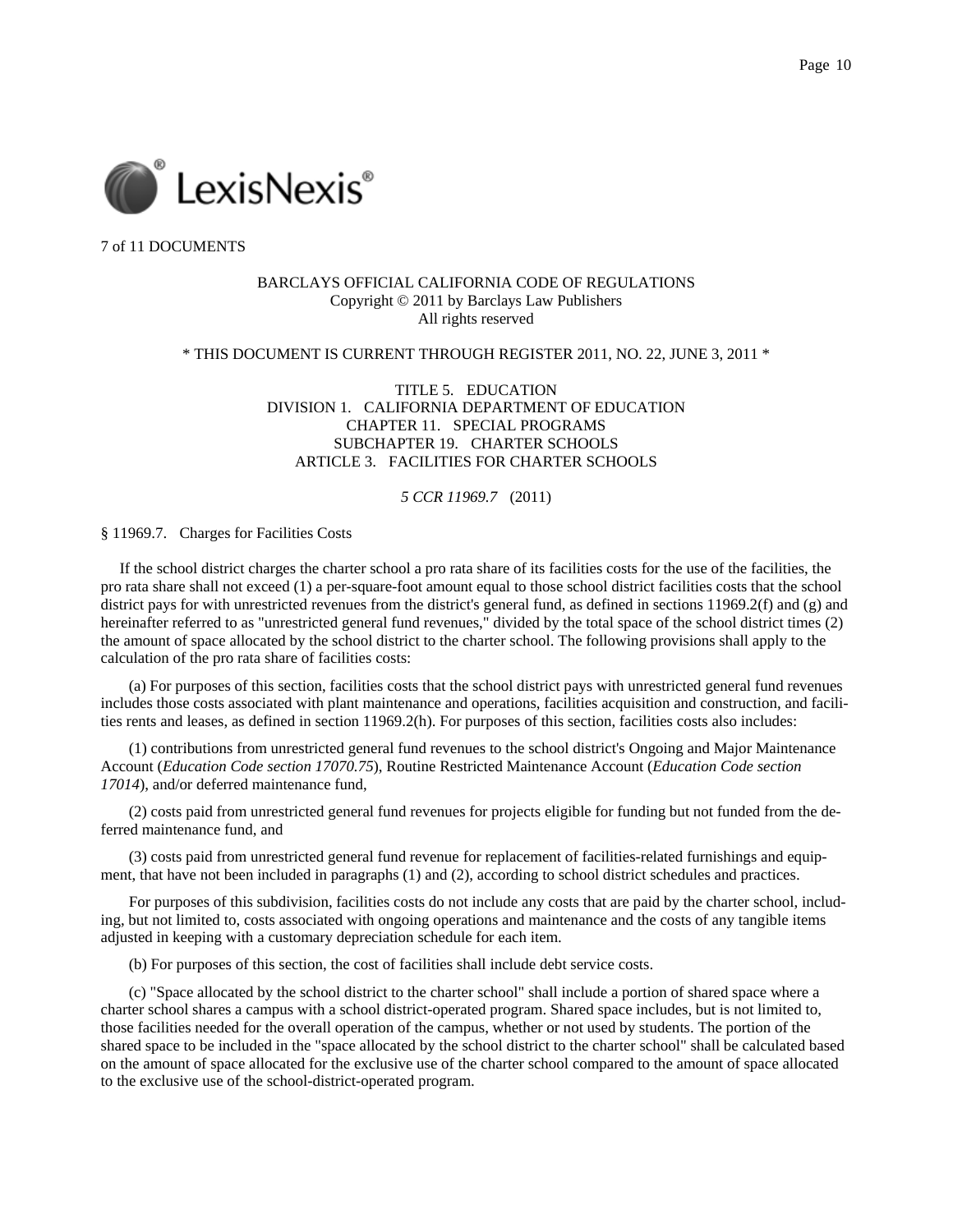7 of 11 DOCUMENTS

BARCLAYS OFFICIAL CALIFORNIA CODE OF REGULATIONS
Copyright © 2011 by Barclays Law Publishers
All rights reserved

\* THIS DOCUMENT IS CURRENT THROUGH REGISTER 2011, NO. 22, JUNE 3, 2011 \*

TITLE 5. EDUCATION
DIVISION 1. CALIFORNIA DEPARTMENT OF EDUCATION
CHAPTER 11. SPECIAL PROGRAMS
SUBCHAPTER 19. CHARTER SCHOOLS
ARTICLE 3. FACILITIES FOR CHARTER SCHOOLS

*5 CCR 11969.7* (2011)

§ 11969.7. Charges for Facilities Costs

If the school district charges the charter school a pro rata share of its facilities costs for the use of the facilities, the pro rata share shall not exceed (1) a per-square-foot amount equal to those school district facilities costs that the school district pays for with unrestricted revenues from the district's general fund, as defined in sections 11969.2(f) and (g) and hereinafter referred to as "unrestricted general fund revenues," divided by the total space of the school district times (2) the amount of space allocated by the school district to the charter school. The following provisions shall apply to the calculation of the pro rata share of facilities costs:

(a) For purposes of this section, facilities costs that the school district pays with unrestricted general fund revenues includes those costs associated with plant maintenance and operations, facilities acquisition and construction, and facilities rents and leases, as defined in section 11969.2(h). For purposes of this section, facilities costs also includes:

(1) contributions from unrestricted general fund revenues to the school district's Ongoing and Major Maintenance Account (*Education Code section 17070.75*), Routine Restricted Maintenance Account (*Education Code section 17014*), and/or deferred maintenance fund,

(2) costs paid from unrestricted general fund revenues for projects eligible for funding but not funded from the deferred maintenance fund, and

(3) costs paid from unrestricted general fund revenue for replacement of facilities-related furnishings and equipment, that have not been included in paragraphs (1) and (2), according to school district schedules and practices.

For purposes of this subdivision, facilities costs do not include any costs that are paid by the charter school, including, but not limited to, costs associated with ongoing operations and maintenance and the costs of any tangible items adjusted in keeping with a customary depreciation schedule for each item.

(b) For purposes of this section, the cost of facilities shall include debt service costs.

(c) "Space allocated by the school district to the charter school" shall include a portion of shared space where a charter school shares a campus with a school district-operated program. Shared space includes, but is not limited to, those facilities needed for the overall operation of the campus, whether or not used by students. The portion of the shared space to be included in the "space allocated by the school district to the charter school" shall be calculated based on the amount of space allocated for the exclusive use of the charter school compared to the amount of space allocated to the exclusive use of the school-district-operated program.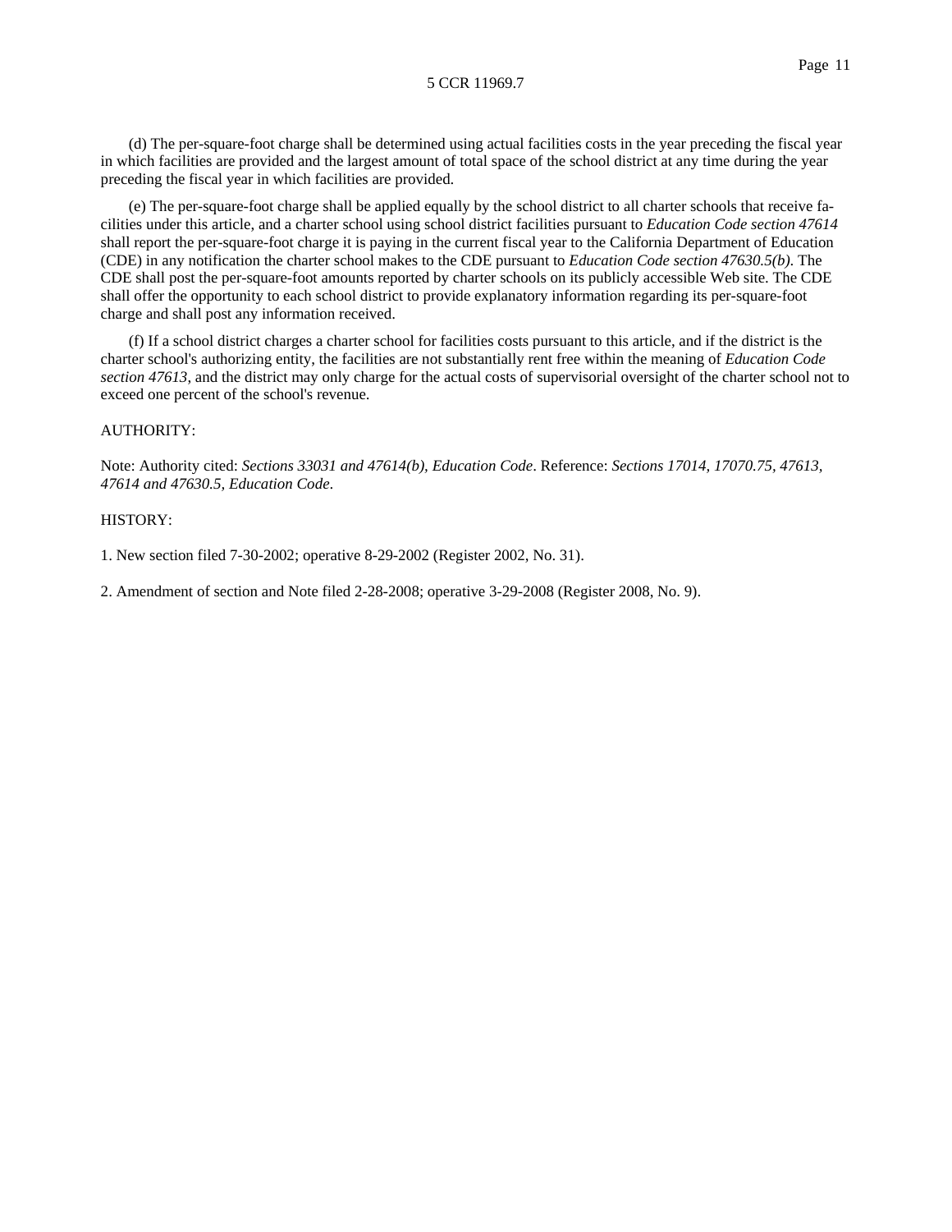(d) The per-square-foot charge shall be determined using actual facilities costs in the year preceding the fiscal year in which facilities are provided and the largest amount of total space of the school district at any time during the year preceding the fiscal year in which facilities are provided.

(e) The per-square-foot charge shall be applied equally by the school district to all charter schools that receive facilities under this article, and a charter school using school district facilities pursuant to *Education Code section 47614* shall report the per-square-foot charge it is paying in the current fiscal year to the California Department of Education (CDE) in any notification the charter school makes to the CDE pursuant to *Education Code section 47630.5(b)*. The CDE shall post the per-square-foot amounts reported by charter schools on its publicly accessible Web site. The CDE shall offer the opportunity to each school district to provide explanatory information regarding its per-square-foot charge and shall post any information received.

(f) If a school district charges a charter school for facilities costs pursuant to this article, and if the district is the charter school's authorizing entity, the facilities are not substantially rent free within the meaning of *Education Code section 47613*, and the district may only charge for the actual costs of supervisorial oversight of the charter school not to exceed one percent of the school's revenue.

AUTHORITY:

Note: Authority cited: *Sections 33031 and 47614(b), Education Code*. Reference: *Sections 17014, 17070.75, 47613, 47614 and 47630.5, Education Code*.

HISTORY:

1. New section filed 7-30-2002; operative 8-29-2002 (Register 2002, No. 31).

2. Amendment of section and Note filed 2-28-2008; operative 3-29-2008 (Register 2008, No. 9).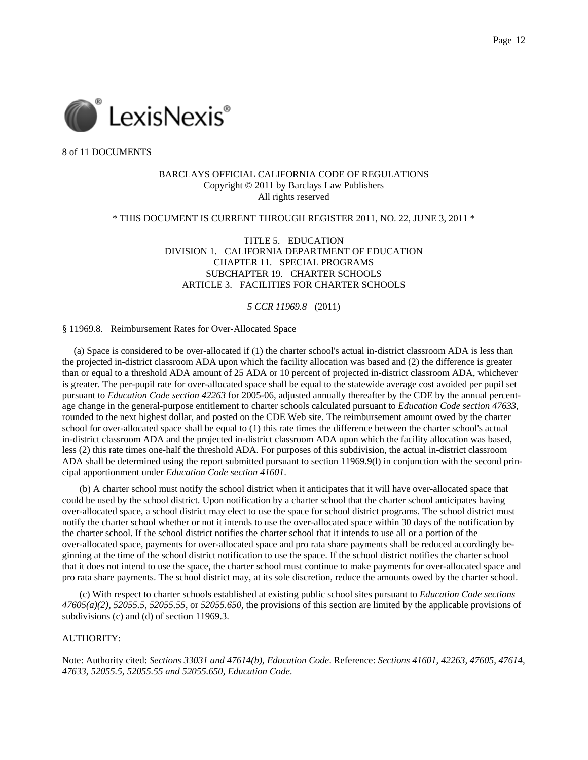8 of 11 DOCUMENTS

BARCLAYS OFFICIAL CALIFORNIA CODE OF REGULATIONS
Copyright © 2011 by Barclays Law Publishers
All rights reserved

* THIS DOCUMENT IS CURRENT THROUGH REGISTER 2011, NO. 22, JUNE 3, 2011 *

TITLE 5. EDUCATION
DIVISION 1. CALIFORNIA DEPARTMENT OF EDUCATION
CHAPTER 11. SPECIAL PROGRAMS
SUBCHAPTER 19. CHARTER SCHOOLS
ARTICLE 3. FACILITIES FOR CHARTER SCHOOLS

*5 CCR 11969.8* (2011)

§ 11969.8. Reimbursement Rates for Over-Allocated Space

(a) Space is considered to be over-allocated if (1) the charter school's actual in-district classroom ADA is less than the projected in-district classroom ADA upon which the facility allocation was based and (2) the difference is greater than or equal to a threshold ADA amount of 25 ADA or 10 percent of projected in-district classroom ADA, whichever is greater. The per-pupil rate for over-allocated space shall be equal to the statewide average cost avoided per pupil set pursuant to *Education Code section 42263* for 2005-06, adjusted annually thereafter by the CDE by the annual percentage change in the general-purpose entitlement to charter schools calculated pursuant to *Education Code section 47633*, rounded to the next highest dollar, and posted on the CDE Web site. The reimbursement amount owed by the charter school for over-allocated space shall be equal to (1) this rate times the difference between the charter school's actual in-district classroom ADA and the projected in-district classroom ADA upon which the facility allocation was based, less (2) this rate times one-half the threshold ADA. For purposes of this subdivision, the actual in-district classroom ADA shall be determined using the report submitted pursuant to section 11969.9(l) in conjunction with the second principal apportionment under *Education Code section 41601*.

(b) A charter school must notify the school district when it anticipates that it will have over-allocated space that could be used by the school district. Upon notification by a charter school that the charter school anticipates having over-allocated space, a school district may elect to use the space for school district programs. The school district must notify the charter school whether or not it intends to use the over-allocated space within 30 days of the notification by the charter school. If the school district notifies the charter school that it intends to use all or a portion of the over-allocated space, payments for over-allocated space and pro rata share payments shall be reduced accordingly beginning at the time of the school district notification to use the space. If the school district notifies the charter school that it does not intend to use the space, the charter school must continue to make payments for over-allocated space and pro rata share payments. The school district may, at its sole discretion, reduce the amounts owed by the charter school.

(c) With respect to charter schools established at existing public school sites pursuant to *Education Code sections 47605(a)(2), 52055.5, 52055.55*, or *52055.650*, the provisions of this section are limited by the applicable provisions of subdivisions (c) and (d) of section 11969.3.

AUTHORITY:

Note: Authority cited: *Sections 33031 and 47614(b), Education Code*. Reference: *Sections 41601, 42263, 47605, 47614, 47633, 52055.5, 52055.55 and 52055.650, Education Code*.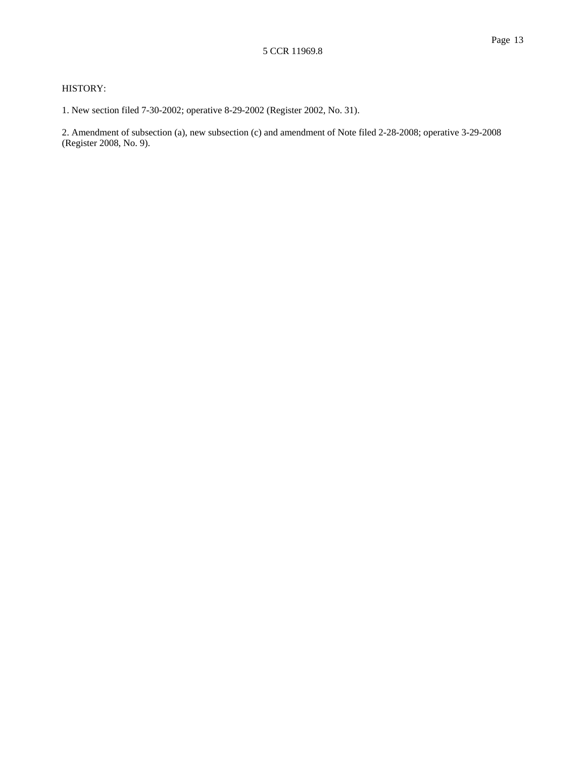HISTORY:

1. New section filed 7-30-2002; operative 8-29-2002 (Register 2002, No. 31).

2. Amendment of subsection (a), new subsection (c) and amendment of Note filed 2-28-2008; operative 3-29-2008 (Register 2008, No. 9).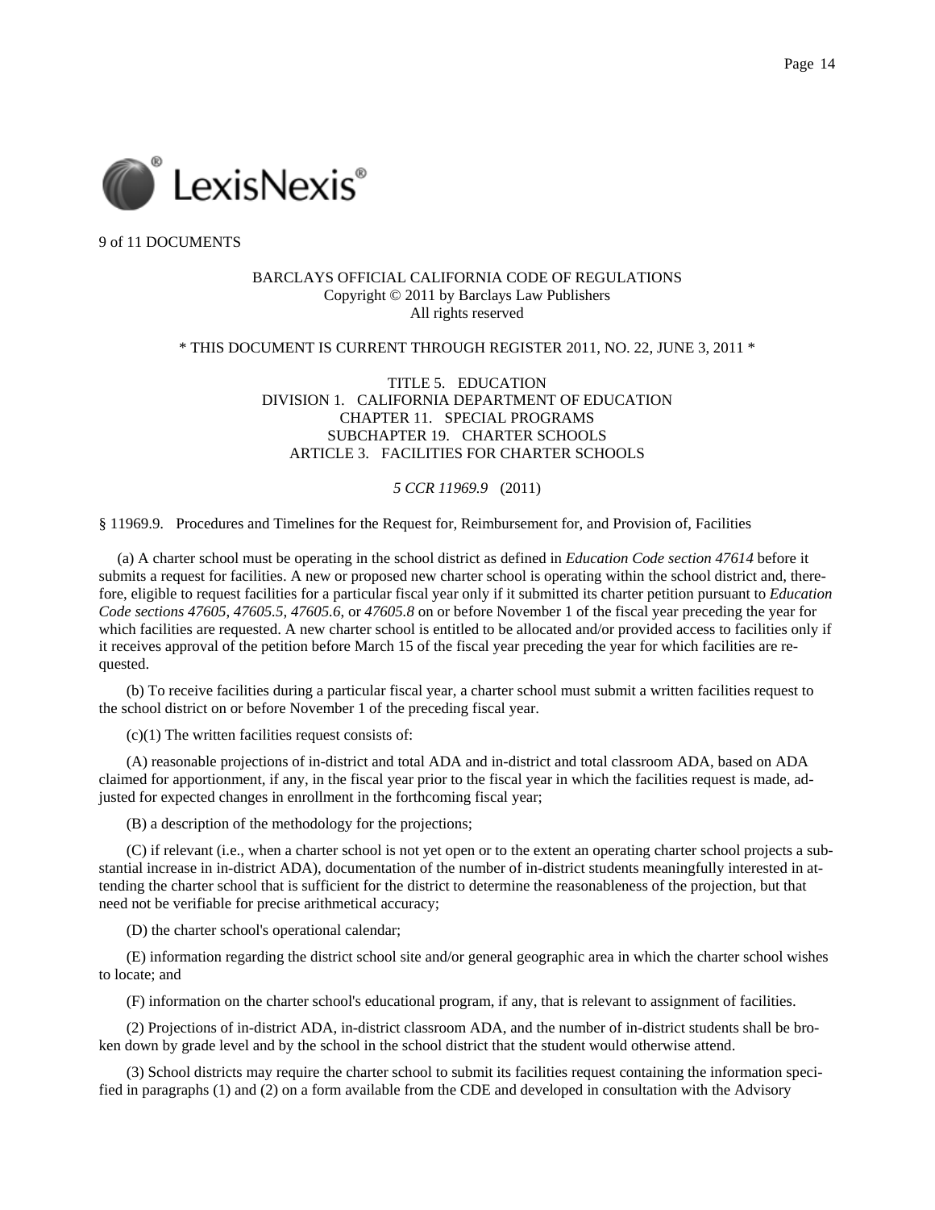9 of 11 DOCUMENTS

BARCLAYS OFFICIAL CALIFORNIA CODE OF REGULATIONS
Copyright © 2011 by Barclays Law Publishers
All rights reserved

\* THIS DOCUMENT IS CURRENT THROUGH REGISTER 2011, NO. 22, JUNE 3, 2011 \*

TITLE 5. EDUCATION
DIVISION 1. CALIFORNIA DEPARTMENT OF EDUCATION
CHAPTER 11. SPECIAL PROGRAMS
SUBCHAPTER 19. CHARTER SCHOOLS
ARTICLE 3. FACILITIES FOR CHARTER SCHOOLS

*5 CCR 11969.9* (2011)

§ 11969.9. Procedures and Timelines for the Request for, Reimbursement for, and Provision of, Facilities

(a) A charter school must be operating in the school district as defined in *Education Code section 47614* before it submits a request for facilities. A new or proposed new charter school is operating within the school district and, therefore, eligible to request facilities for a particular fiscal year only if it submitted its charter petition pursuant to *Education Code sections 47605*, *47605.5*, *47605.6*, or *47605.8* on or before November 1 of the fiscal year preceding the year for which facilities are requested. A new charter school is entitled to be allocated and/or provided access to facilities only if it receives approval of the petition before March 15 of the fiscal year preceding the year for which facilities are requested.

(b) To receive facilities during a particular fiscal year, a charter school must submit a written facilities request to the school district on or before November 1 of the preceding fiscal year.

(c)(1) The written facilities request consists of:

(A) reasonable projections of in-district and total ADA and in-district and total classroom ADA, based on ADA claimed for apportionment, if any, in the fiscal year prior to the fiscal year in which the facilities request is made, adjusted for expected changes in enrollment in the forthcoming fiscal year;

(B) a description of the methodology for the projections;

(C) if relevant (i.e., when a charter school is not yet open or to the extent an operating charter school projects a substantial increase in in-district ADA), documentation of the number of in-district students meaningfully interested in attending the charter school that is sufficient for the district to determine the reasonableness of the projection, but that need not be verifiable for precise arithmetical accuracy;

(D) the charter school's operational calendar;

(E) information regarding the district school site and/or general geographic area in which the charter school wishes to locate; and

(F) information on the charter school's educational program, if any, that is relevant to assignment of facilities.

(2) Projections of in-district ADA, in-district classroom ADA, and the number of in-district students shall be broken down by grade level and by the school in the school district that the student would otherwise attend.

(3) School districts may require the charter school to submit its facilities request containing the information specified in paragraphs (1) and (2) on a form available from the CDE and developed in consultation with the Advisory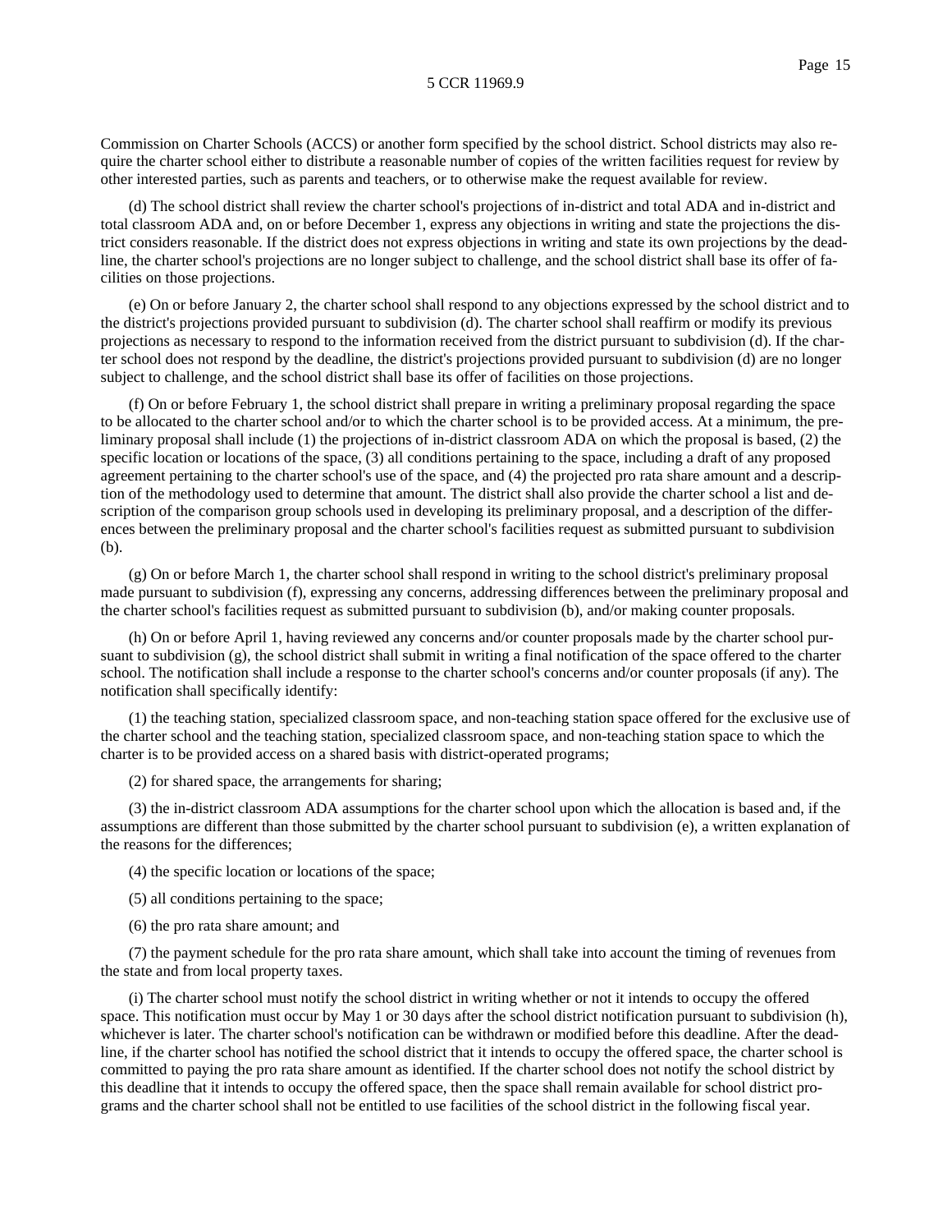Commission on Charter Schools (ACCS) or another form specified by the school district. School districts may also require the charter school either to distribute a reasonable number of copies of the written facilities request for review by other interested parties, such as parents and teachers, or to otherwise make the request available for review.

(d) The school district shall review the charter school's projections of in-district and total ADA and in-district and total classroom ADA and, on or before December 1, express any objections in writing and state the projections the district considers reasonable. If the district does not express objections in writing and state its own projections by the deadline, the charter school's projections are no longer subject to challenge, and the school district shall base its offer of facilities on those projections.

(e) On or before January 2, the charter school shall respond to any objections expressed by the school district and to the district's projections provided pursuant to subdivision (d). The charter school shall reaffirm or modify its previous projections as necessary to respond to the information received from the district pursuant to subdivision (d). If the charter school does not respond by the deadline, the district's projections provided pursuant to subdivision (d) are no longer subject to challenge, and the school district shall base its offer of facilities on those projections.

(f) On or before February 1, the school district shall prepare in writing a preliminary proposal regarding the space to be allocated to the charter school and/or to which the charter school is to be provided access. At a minimum, the preliminary proposal shall include (1) the projections of in-district classroom ADA on which the proposal is based, (2) the specific location or locations of the space, (3) all conditions pertaining to the space, including a draft of any proposed agreement pertaining to the charter school's use of the space, and (4) the projected pro rata share amount and a description of the methodology used to determine that amount. The district shall also provide the charter school a list and description of the comparison group schools used in developing its preliminary proposal, and a description of the differences between the preliminary proposal and the charter school's facilities request as submitted pursuant to subdivision (b).

(g) On or before March 1, the charter school shall respond in writing to the school district's preliminary proposal made pursuant to subdivision (f), expressing any concerns, addressing differences between the preliminary proposal and the charter school's facilities request as submitted pursuant to subdivision (b), and/or making counter proposals.

(h) On or before April 1, having reviewed any concerns and/or counter proposals made by the charter school pursuant to subdivision (g), the school district shall submit in writing a final notification of the space offered to the charter school. The notification shall include a response to the charter school's concerns and/or counter proposals (if any). The notification shall specifically identify:

(1) the teaching station, specialized classroom space, and non-teaching station space offered for the exclusive use of the charter school and the teaching station, specialized classroom space, and non-teaching station space to which the charter is to be provided access on a shared basis with district-operated programs;

(2) for shared space, the arrangements for sharing;

(3) the in-district classroom ADA assumptions for the charter school upon which the allocation is based and, if the assumptions are different than those submitted by the charter school pursuant to subdivision (e), a written explanation of the reasons for the differences;

(4) the specific location or locations of the space;

(5) all conditions pertaining to the space;

(6) the pro rata share amount; and

(7) the payment schedule for the pro rata share amount, which shall take into account the timing of revenues from the state and from local property taxes.

(i) The charter school must notify the school district in writing whether or not it intends to occupy the offered space. This notification must occur by May 1 or 30 days after the school district notification pursuant to subdivision (h), whichever is later. The charter school's notification can be withdrawn or modified before this deadline. After the deadline, if the charter school has notified the school district that it intends to occupy the offered space, the charter school is committed to paying the pro rata share amount as identified. If the charter school does not notify the school district by this deadline that it intends to occupy the offered space, then the space shall remain available for school district programs and the charter school shall not be entitled to use facilities of the school district in the following fiscal year.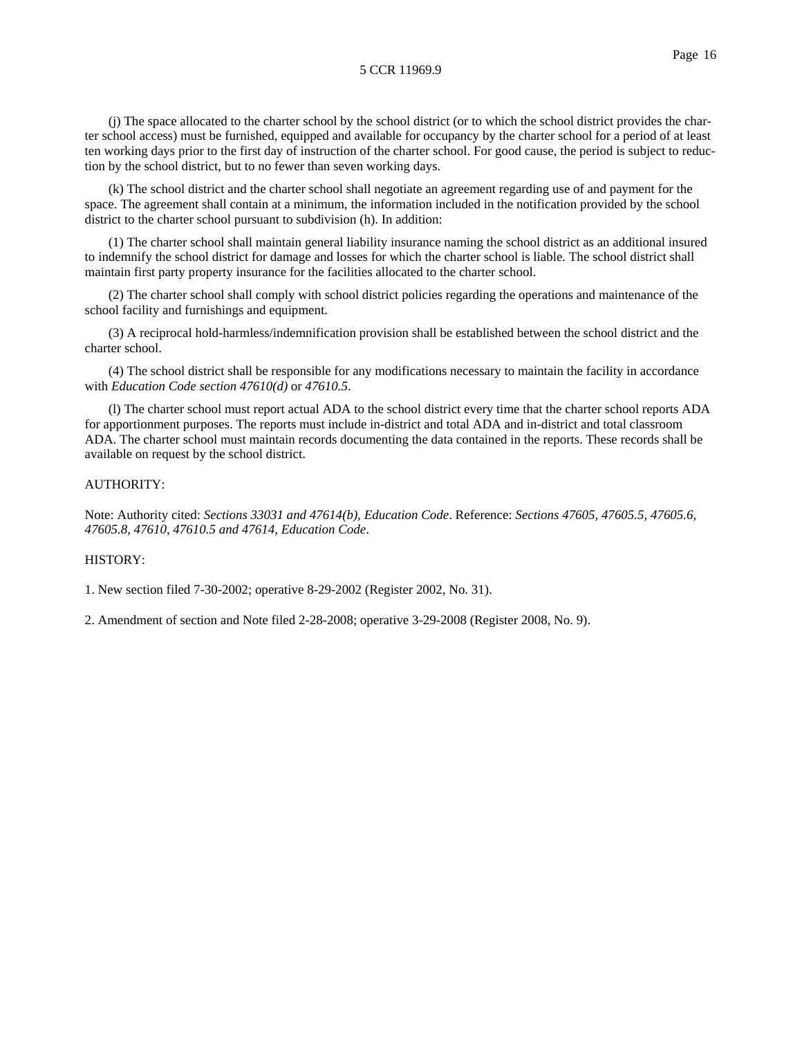(j) The space allocated to the charter school by the school district (or to which the school district provides the charter school access) must be furnished, equipped and available for occupancy by the charter school for a period of at least ten working days prior to the first day of instruction of the charter school. For good cause, the period is subject to reduction by the school district, but to no fewer than seven working days.

(k) The school district and the charter school shall negotiate an agreement regarding use of and payment for the space. The agreement shall contain at a minimum, the information included in the notification provided by the school district to the charter school pursuant to subdivision (h). In addition:

(1) The charter school shall maintain general liability insurance naming the school district as an additional insured to indemnify the school district for damage and losses for which the charter school is liable. The school district shall maintain first party property insurance for the facilities allocated to the charter school.

(2) The charter school shall comply with school district policies regarding the operations and maintenance of the school facility and furnishings and equipment.

(3) A reciprocal hold-harmless/indemnification provision shall be established between the school district and the charter school.

(4) The school district shall be responsible for any modifications necessary to maintain the facility in accordance with *Education Code section 47610(d)* or *47610.5*.

(l) The charter school must report actual ADA to the school district every time that the charter school reports ADA for apportionment purposes. The reports must include in-district and total ADA and in-district and total classroom ADA. The charter school must maintain records documenting the data contained in the reports. These records shall be available on request by the school district.

AUTHORITY:

Note: Authority cited: *Sections 33031 and 47614(b), Education Code*. Reference: *Sections 47605, 47605.5, 47605.6, 47605.8, 47610, 47610.5 and 47614, Education Code*.

HISTORY:

1. New section filed 7-30-2002; operative 8-29-2002 (Register 2002, No. 31).

2. Amendment of section and Note filed 2-28-2008; operative 3-29-2008 (Register 2008, No. 9).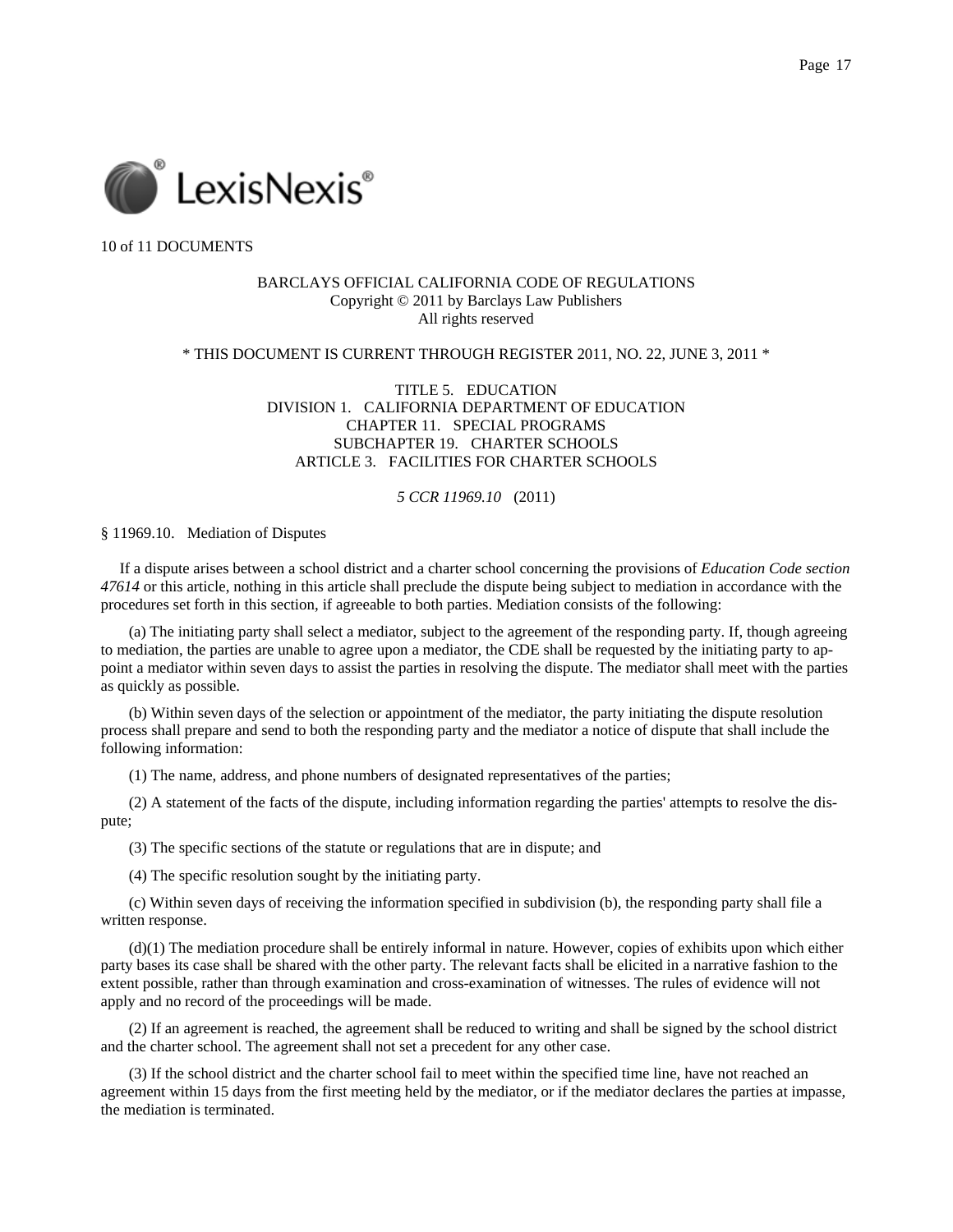10 of 11 DOCUMENTS

BARCLAYS OFFICIAL CALIFORNIA CODE OF REGULATIONS
Copyright © 2011 by Barclays Law Publishers
All rights reserved

* THIS DOCUMENT IS CURRENT THROUGH REGISTER 2011, NO. 22, JUNE 3, 2011 *

TITLE 5. EDUCATION
DIVISION 1. CALIFORNIA DEPARTMENT OF EDUCATION
CHAPTER 11. SPECIAL PROGRAMS
SUBCHAPTER 19. CHARTER SCHOOLS
ARTICLE 3. FACILITIES FOR CHARTER SCHOOLS

*5 CCR 11969.10* (2011)

§ 11969.10. Mediation of Disputes

If a dispute arises between a school district and a charter school concerning the provisions of *Education Code section 47614* or this article, nothing in this article shall preclude the dispute being subject to mediation in accordance with the procedures set forth in this section, if agreeable to both parties. Mediation consists of the following:

(a) The initiating party shall select a mediator, subject to the agreement of the responding party. If, though agreeing to mediation, the parties are unable to agree upon a mediator, the CDE shall be requested by the initiating party to appoint a mediator within seven days to assist the parties in resolving the dispute. The mediator shall meet with the parties as quickly as possible.

(b) Within seven days of the selection or appointment of the mediator, the party initiating the dispute resolution process shall prepare and send to both the responding party and the mediator a notice of dispute that shall include the following information:

(1) The name, address, and phone numbers of designated representatives of the parties;

(2) A statement of the facts of the dispute, including information regarding the parties' attempts to resolve the dispute;

(3) The specific sections of the statute or regulations that are in dispute; and

(4) The specific resolution sought by the initiating party.

(c) Within seven days of receiving the information specified in subdivision (b), the responding party shall file a written response.

(d)(1) The mediation procedure shall be entirely informal in nature. However, copies of exhibits upon which either party bases its case shall be shared with the other party. The relevant facts shall be elicited in a narrative fashion to the extent possible, rather than through examination and cross-examination of witnesses. The rules of evidence will not apply and no record of the proceedings will be made.

(2) If an agreement is reached, the agreement shall be reduced to writing and shall be signed by the school district and the charter school. The agreement shall not set a precedent for any other case.

(3) If the school district and the charter school fail to meet within the specified time line, have not reached an agreement within 15 days from the first meeting held by the mediator, or if the mediator declares the parties at impasse, the mediation is terminated.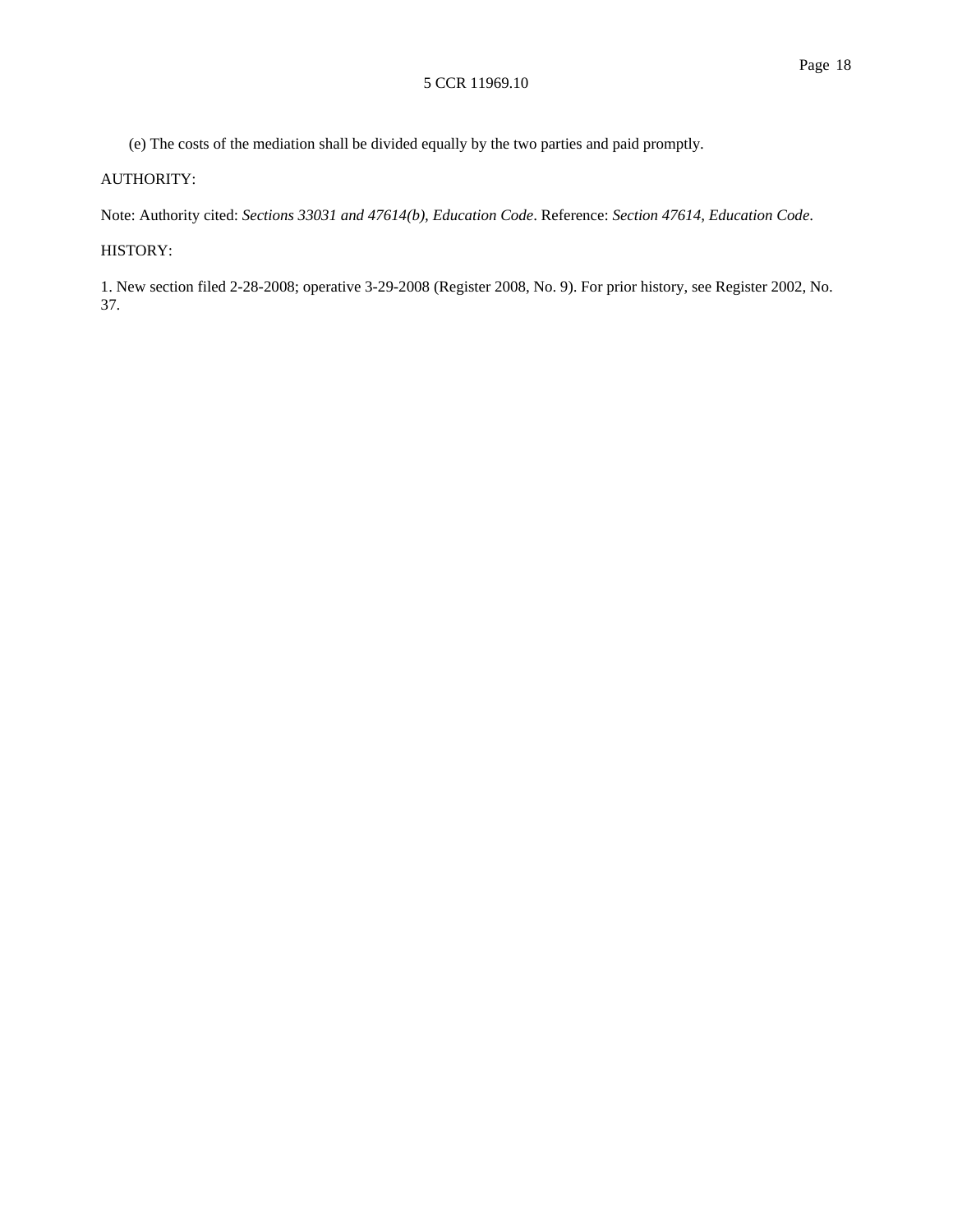(e) The costs of the mediation shall be divided equally by the two parties and paid promptly.

AUTHORITY:

Note: Authority cited: *Sections 33031 and 47614(b), Education Code*. Reference: *Section 47614, Education Code*.

HISTORY:

1. New section filed 2-28-2008; operative 3-29-2008 (Register 2008, No. 9). For prior history, see Register 2002, No. 37.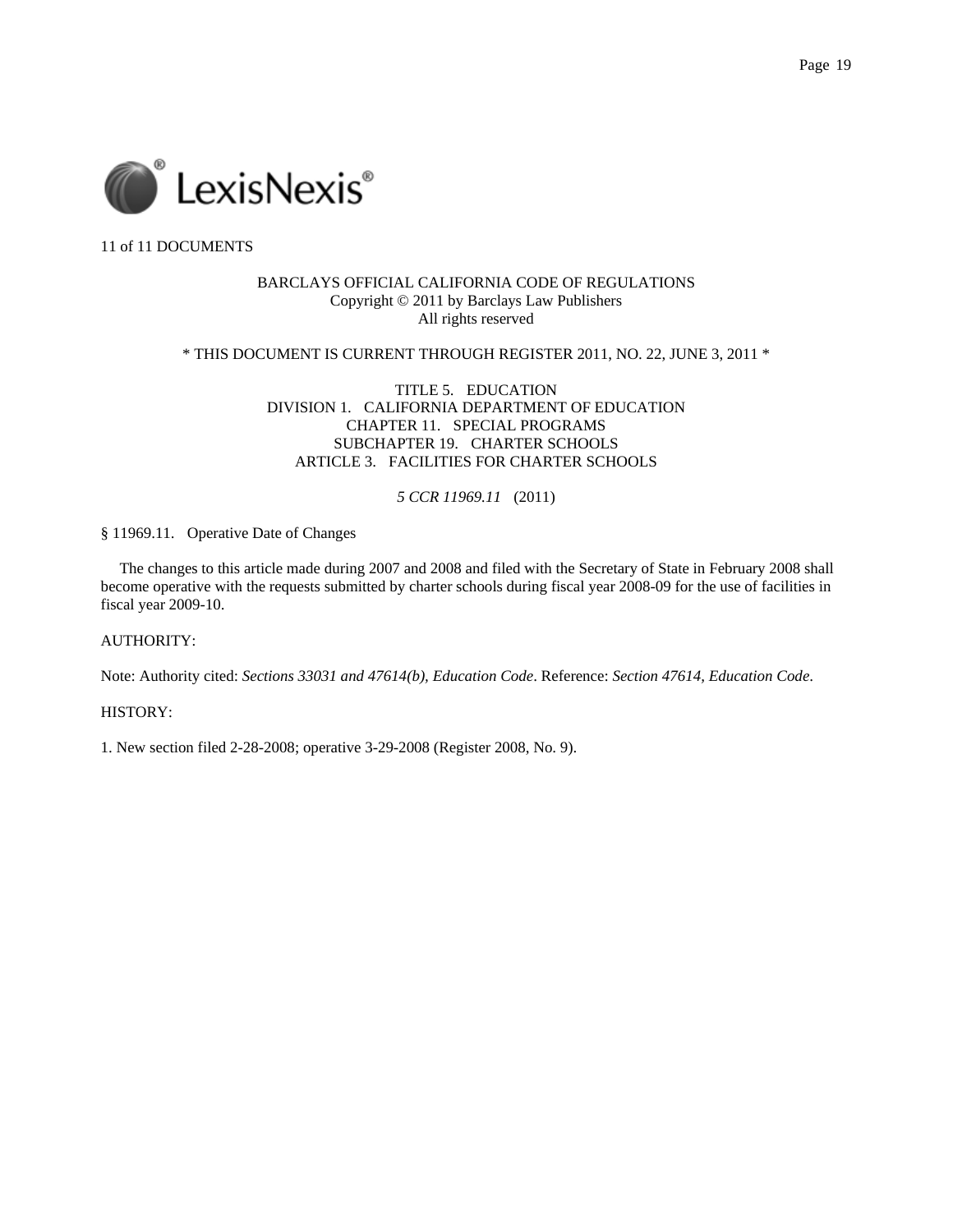11 of 11 DOCUMENTS

BARCLAYS OFFICIAL CALIFORNIA CODE OF REGULATIONS
Copyright © 2011 by Barclays Law Publishers
All rights reserved

\* THIS DOCUMENT IS CURRENT THROUGH REGISTER 2011, NO. 22, JUNE 3, 2011 \*

TITLE 5. EDUCATION
DIVISION 1. CALIFORNIA DEPARTMENT OF EDUCATION
CHAPTER 11. SPECIAL PROGRAMS
SUBCHAPTER 19. CHARTER SCHOOLS
ARTICLE 3. FACILITIES FOR CHARTER SCHOOLS

*5 CCR 11969.11* (2011)

§ 11969.11. Operative Date of Changes

The changes to this article made during 2007 and 2008 and filed with the Secretary of State in February 2008 shall become operative with the requests submitted by charter schools during fiscal year 2008-09 for the use of facilities in fiscal year 2009-10.

AUTHORITY:

Note: Authority cited: *Sections 33031 and 47614(b), Education Code*. Reference: *Section 47614, Education Code*.

HISTORY:

1. New section filed 2-28-2008; operative 3-29-2008 (Register 2008, No. 9).